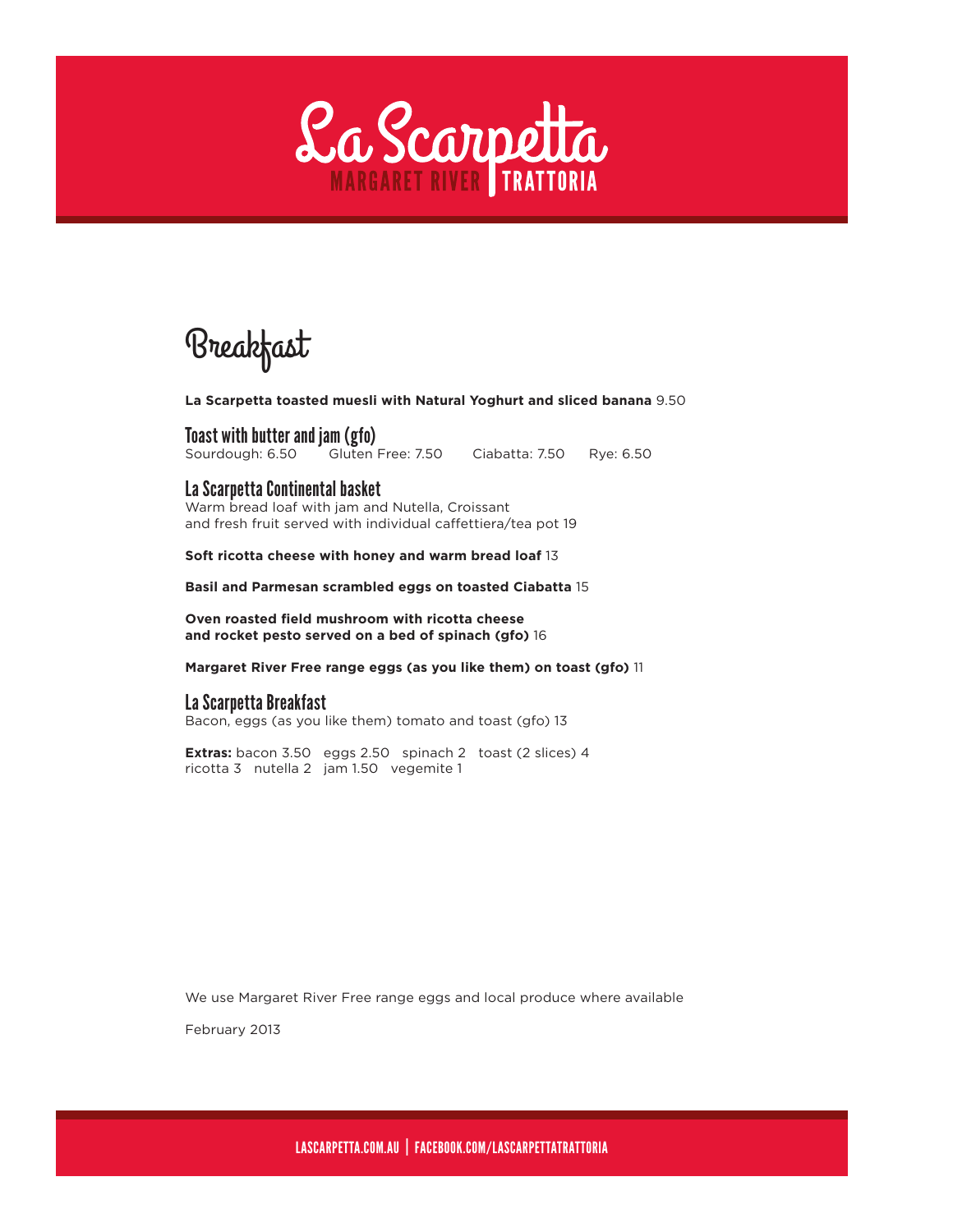# La Scarpetta

MARGARET RIVER | TRATTORIA

## Breakfast

**La Scarpetta toasted muesli with Natural Yoghurt and sliced banana** 9.50

### Toast with butter and jam (gfo)

Sourdough: 6.50 Gluten Free: 7.50 Ciabatta: 7.50 Rye: 6.50

### La Scarpetta Continental basket

Warm bread loaf with jam and Nutella, Croissant
and fresh fruit served with individual caffettiera/tea pot 19

**Soft ricotta cheese with honey and warm bread loaf** 13

**Basil and Parmesan scrambled eggs on toasted Ciabatta** 15

**Oven roasted field mushroom with ricotta cheese
and rocket pesto served on a bed of spinach (gfo)** 16

**Margaret River Free range eggs (as you like them) on toast (gfo)** 11

### La Scarpetta Breakfast

Bacon, eggs (as you like them) tomato and toast (gfo) 13

**Extras:** bacon 3.50 eggs 2.50 spinach 2 toast (2 slices) 4
ricotta 3 nutella 2 jam 1.50 vegemite 1

We use Margaret River Free range eggs and local produce where available

February 2013

LASCARPETTA.COM.AU | FACEBOOK.COM/LASCARPETTATRATTORIA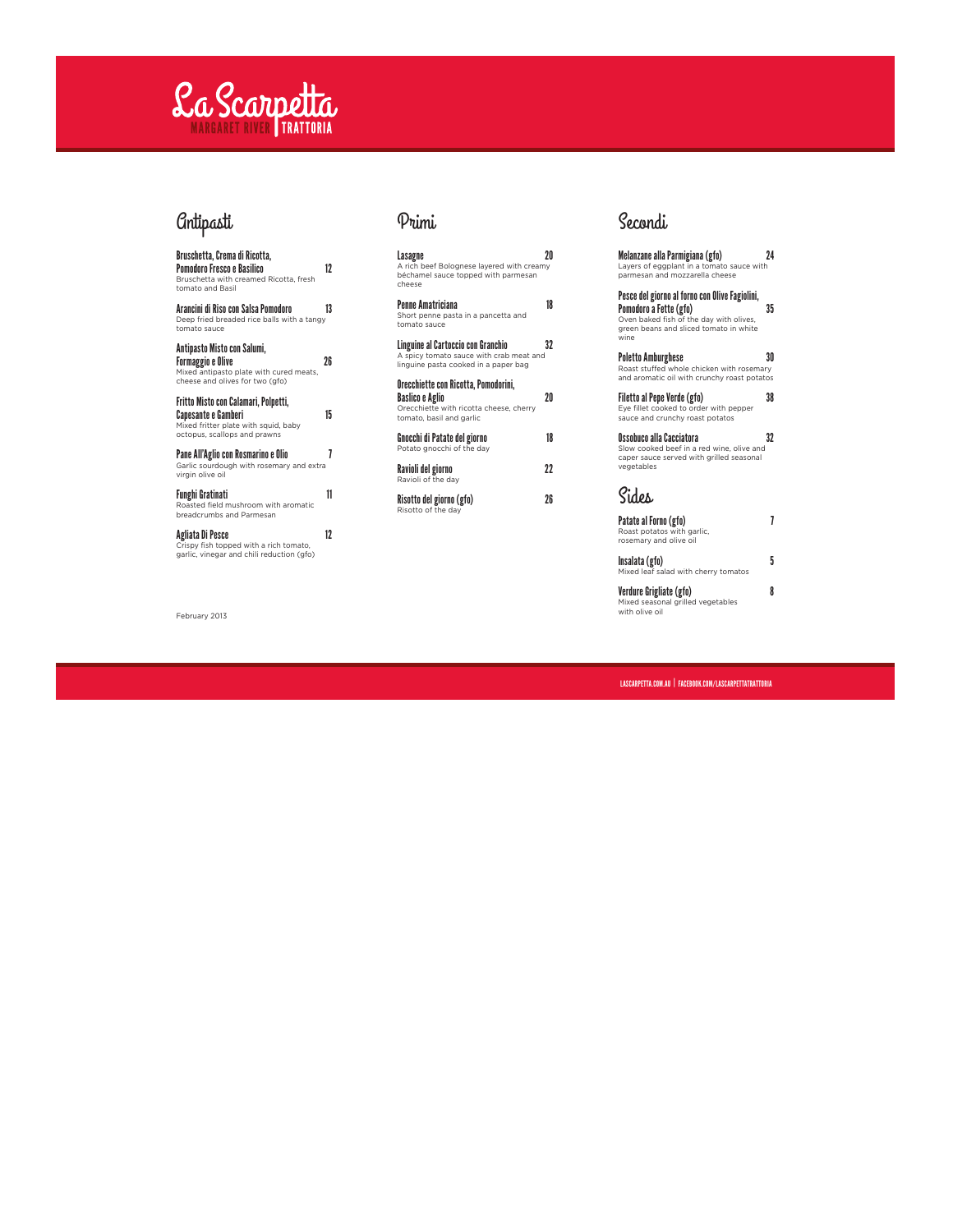# La Scarpetta

MARGARET RIVER | TRATTORIA

## Antipasti

**Bruschetta, Crema di Ricotta, Pomodoro Fresco e Basilico** — 12
Bruschetta with creamed Ricotta, fresh tomato and Basil

**Arancini di Riso con Salsa Pomodoro** — 13
Deep fried breaded rice balls with a tangy tomato sauce

**Antipasto Misto con Salumi, Formaggio e Olive** — 26
Mixed antipasto plate with cured meats, cheese and olives for two (gfo)

**Fritto Misto con Calamari, Polpetti, Capesante e Gamberi** — 15
Mixed fritter plate with squid, baby octopus, scallops and prawns

**Pane All'Aglio con Rosmarino e Olio** — 7
Garlic sourdough with rosemary and extra virgin olive oil

**Funghi Gratinati** — 11
Roasted field mushroom with aromatic breadcrumbs and Parmesan

**Agliata Di Pesce** — 12
Crispy fish topped with a rich tomato, garlic, vinegar and chili reduction (gfo)

February 2013

## Primi

**Lasagne** — 20
A rich beef Bolognese layered with creamy béchamel sauce topped with parmesan cheese

**Penne Amatriciana** — 18
Short penne pasta in a pancetta and tomato sauce

**Linguine al Cartoccio con Granchio** — 32
A spicy tomato sauce with crab meat and linguine pasta cooked in a paper bag

**Orecchiette con Ricotta, Pomodorini, Basilico e Aglio** — 20
Orecchiette with ricotta cheese, cherry tomato, basil and garlic

**Gnocchi di Patate del giorno** — 18
Potato gnocchi of the day

**Ravioli del giorno** — 22
Ravioli of the day

**Risotto del giorno (gfo)** — 26
Risotto of the day

## Secondi

**Melanzane alla Parmigiana (gfo)** — 24
Layers of eggplant in a tomato sauce with parmesan and mozzarella cheese

**Pesce del giorno al forno con Olive Fagiolini, Pomodoro a Fette (gfo)** — 35
Oven baked fish of the day with olives, green beans and sliced tomato in white wine

**Poletto Amburghese** — 30
Roast stuffed whole chicken with rosemary and aromatic oil with crunchy roast potatos

**Filetto al Pepe Verde (gfo)** — 38
Eye fillet cooked to order with pepper sauce and crunchy roast potatos

**Ossobuco alla Cacciatora** — 32
Slow cooked beef in a red wine, olive and caper sauce served with grilled seasonal vegetables

## Sides

**Patate al Forno (gfo)** — 7
Roast potatos with garlic, rosemary and olive oil

**Insalata (gfo)** — 5
Mixed leaf salad with cherry tomatos

**Verdure Grigliate (gfo)** — 8
Mixed seasonal grilled vegetables with olive oil

LASCARPETTA.COM.AU | FACEBOOK.COM/LASCARPETTATRATTORIA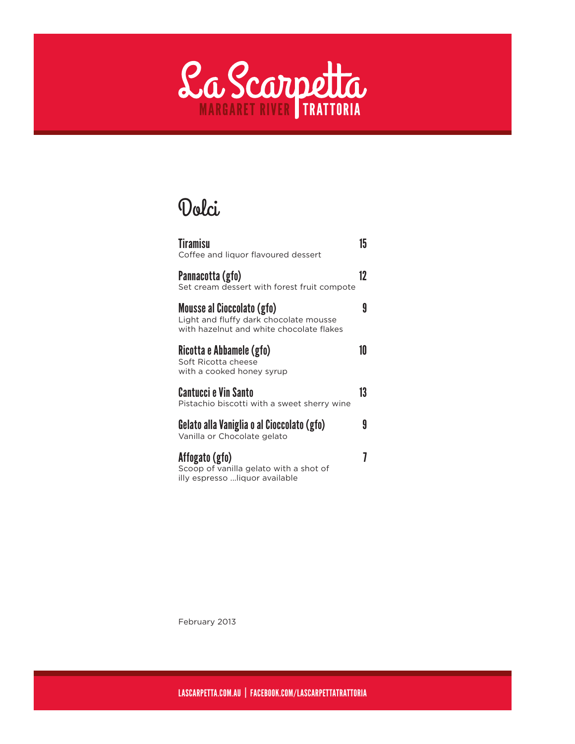# La Scarpetta

MARGARET RIVER | TRATTORIA

## Dolci

**Tiramisu** 15
Coffee and liquor flavoured dessert

**Pannacotta (gfo)** 12
Set cream dessert with forest fruit compote

**Mousse al Cioccolato (gfo)** 9
Light and fluffy dark chocolate mousse
with hazelnut and white chocolate flakes

**Ricotta e Abbamele (gfo)** 10
Soft Ricotta cheese
with a cooked honey syrup

**Cantucci e Vin Santo** 13
Pistachio biscotti with a sweet sherry wine

**Gelato alla Vaniglia o al Cioccolato (gfo)** 9
Vanilla or Chocolate gelato

**Affogato (gfo)** 7
Scoop of vanilla gelato with a shot of
illy espresso ...liquor available

February 2013

LASCARPETTA.COM.AU | FACEBOOK.COM/LASCARPETTATRATTORIA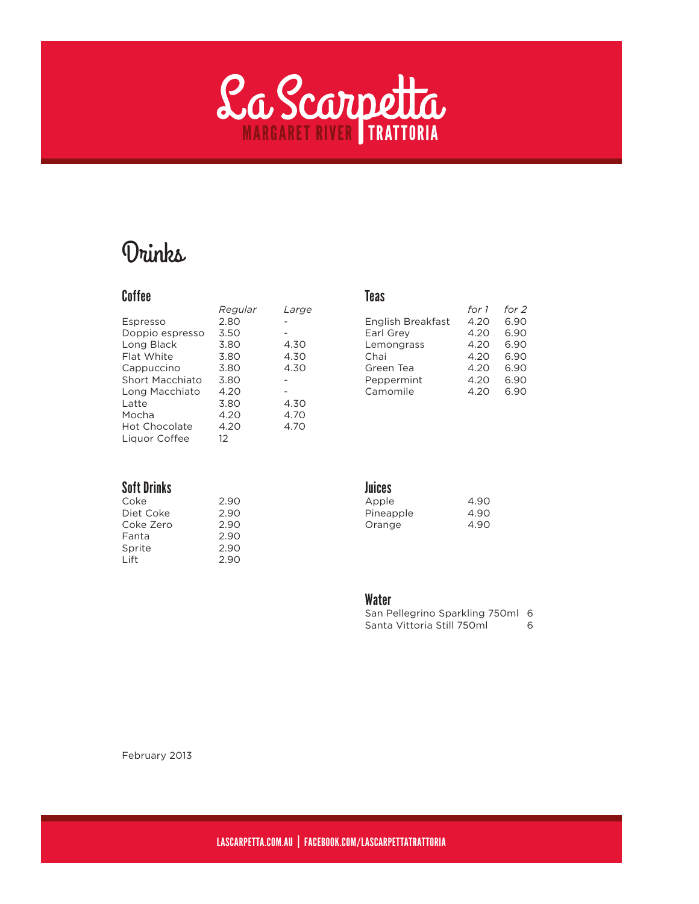# La Scarpetta

MARGARET RIVER | TRATTORIA

## Drinks

### Coffee

| | Regular | Large |
|---|---|---|
| Espresso | 2.80 | - |
| Doppio espresso | 3.50 | - |
| Long Black | 3.80 | 4.30 |
| Flat White | 3.80 | 4.30 |
| Cappuccino | 3.80 | 4.30 |
| Short Macchiato | 3.80 | - |
| Long Macchiato | 4.20 | - |
| Latte | 3.80 | 4.30 |
| Mocha | 4.20 | 4.70 |
| Hot Chocolate | 4.20 | 4.70 |
| Liquor Coffee | 12 | |

### Teas

| | for 1 | for 2 |
|---|---|---|
| English Breakfast | 4.20 | 6.90 |
| Earl Grey | 4.20 | 6.90 |
| Lemongrass | 4.20 | 6.90 |
| Chai | 4.20 | 6.90 |
| Green Tea | 4.20 | 6.90 |
| Peppermint | 4.20 | 6.90 |
| Camomile | 4.20 | 6.90 |

### Soft Drinks

| | |
|---|---|
| Coke | 2.90 |
| Diet Coke | 2.90 |
| Coke Zero | 2.90 |
| Fanta | 2.90 |
| Sprite | 2.90 |
| Lift | 2.90 |

### Juices

| | |
|---|---|
| Apple | 4.90 |
| Pineapple | 4.90 |
| Orange | 4.90 |

### Water

| | |
|---|---|
| San Pellegrino Sparkling 750ml | 6 |
| Santa Vittoria Still 750ml | 6 |

February 2013

LASCARPETTA.COM.AU | FACEBOOK.COM/LASCARPETTATRATTORIA